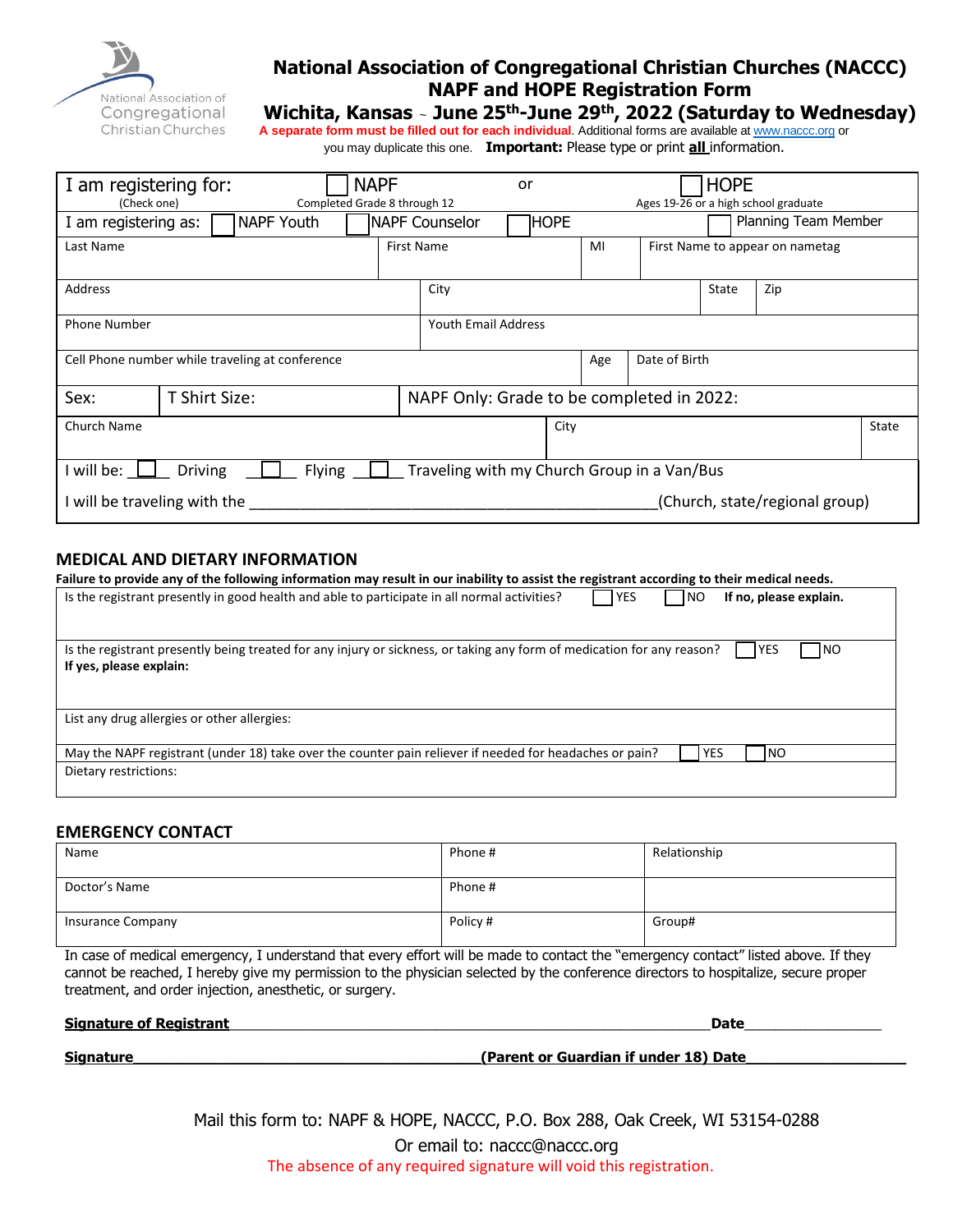National Association of Congregational Christian Churches

# National Association of Congregational Christian Churches (NACCC)
# NAPF and HOPE Registration Form
## Wichita, Kansas ~ June 25th-June 29th, 2022 (Saturday to Wednesday)

**A separate form must be filled out for each individual**. Additional forms are available at www.naccc.org or you may duplicate this one. **Important:** Please type or print **all** information.

| I am registering for: (Check one) | ☐ NAPF Completed Grade 8 through 12 | or | ☐ HOPE Ages 19-26 or a high school graduate |
|---|---|---|---|
| I am registering as: ☐ NAPF Youth ☐ NAPF Counselor ☐ HOPE ☐ Planning Team Member | | | |

| Last Name | First Name | MI | First Name to appear on nametag |
|---|---|---|---|
| | | | |

| Address | City | State | Zip |
|---|---|---|---|
| | | | |

| Phone Number | Youth Email Address |
|---|---|
| | |

| Cell Phone number while traveling at conference | Age | Date of Birth |
|---|---|---|
| | | |

| Sex: | T Shirt Size: | NAPF Only: Grade to be completed in 2022: |
|---|---|---|

| Church Name | City | State |
|---|---|---|
| | | |

I will be: ☐ Driving ☐ Flying ☐ Traveling with my Church Group in a Van/Bus

I will be traveling with the ________________________________________________(Church, state/regional group)

## MEDICAL AND DIETARY INFORMATION

**Failure to provide any of the following information may result in our inability to assist the registrant according to their medical needs.**

Is the registrant presently in good health and able to participate in all normal activities? ☐ YES ☐ NO **If no, please explain.**

Is the registrant presently being treated for any injury or sickness, or taking any form of medication for any reason? ☐ YES ☐ NO
**If yes, please explain:**

List any drug allergies or other allergies:

May the NAPF registrant (under 18) take over the counter pain reliever if needed for headaches or pain? ☐ YES ☐ NO

Dietary restrictions:

## EMERGENCY CONTACT

| Name | Phone # | Relationship |
|---|---|---|
| Doctor's Name | Phone # | |
| Insurance Company | Policy # | Group# |

In case of medical emergency, I understand that every effort will be made to contact the "emergency contact" listed above. If they cannot be reached, I hereby give my permission to the physician selected by the conference directors to hospitalize, secure proper treatment, and order injection, anesthetic, or surgery.

**Signature of Registrant**______________________________________________**Date**_______________

**Signature**________________________________**(Parent or Guardian if under 18) Date**________________

Mail this form to: NAPF & HOPE, NACCC, P.O. Box 288, Oak Creek, WI 53154-0288

Or email to: naccc@naccc.org

The absence of any required signature will void this registration.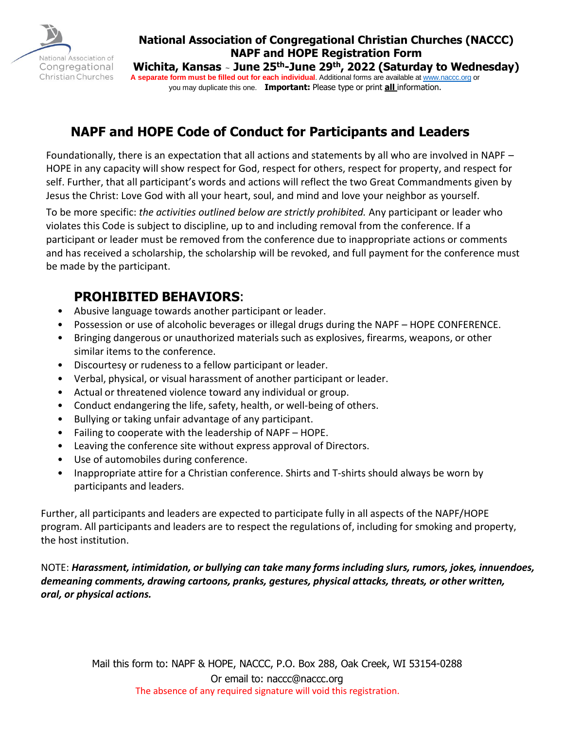**National Association of Congregational Christian Churches (NACCC)**
**NAPF and HOPE Registration Form**
**Wichita, Kansas ~ June 25th-June 29th, 2022 (Saturday to Wednesday)**

**A separate form must be filled out for each individual**. Additional forms are available at www.naccc.org or you may duplicate this one. **Important:** Please type or print **all** information.

# NAPF and HOPE Code of Conduct for Participants and Leaders

Foundationally, there is an expectation that all actions and statements by all who are involved in NAPF – HOPE in any capacity will show respect for God, respect for others, respect for property, and respect for self. Further, that all participant's words and actions will reflect the two Great Commandments given by Jesus the Christ: Love God with all your heart, soul, and mind and love your neighbor as yourself.

To be more specific: *the activities outlined below are strictly prohibited.* Any participant or leader who violates this Code is subject to discipline, up to and including removal from the conference. If a participant or leader must be removed from the conference due to inappropriate actions or comments and has received a scholarship, the scholarship will be revoked, and full payment for the conference must be made by the participant.

## PROHIBITED BEHAVIORS:

- Abusive language towards another participant or leader.
- Possession or use of alcoholic beverages or illegal drugs during the NAPF – HOPE CONFERENCE.
- Bringing dangerous or unauthorized materials such as explosives, firearms, weapons, or other similar items to the conference.
- Discourtesy or rudeness to a fellow participant or leader.
- Verbal, physical, or visual harassment of another participant or leader.
- Actual or threatened violence toward any individual or group.
- Conduct endangering the life, safety, health, or well-being of others.
- Bullying or taking unfair advantage of any participant.
- Failing to cooperate with the leadership of NAPF – HOPE.
- Leaving the conference site without express approval of Directors.
- Use of automobiles during conference.
- Inappropriate attire for a Christian conference. Shirts and T-shirts should always be worn by participants and leaders.

Further, all participants and leaders are expected to participate fully in all aspects of the NAPF/HOPE program. All participants and leaders are to respect the regulations of, including for smoking and property, the host institution.

NOTE: ***Harassment, intimidation, or bullying can take many forms including slurs, rumors, jokes, innuendoes, demeaning comments, drawing cartoons, pranks, gestures, physical attacks, threats, or other written, oral, or physical actions.***

Mail this form to: NAPF & HOPE, NACCC, P.O. Box 288, Oak Creek, WI 53154-0288

Or email to: naccc@naccc.org

The absence of any required signature will void this registration.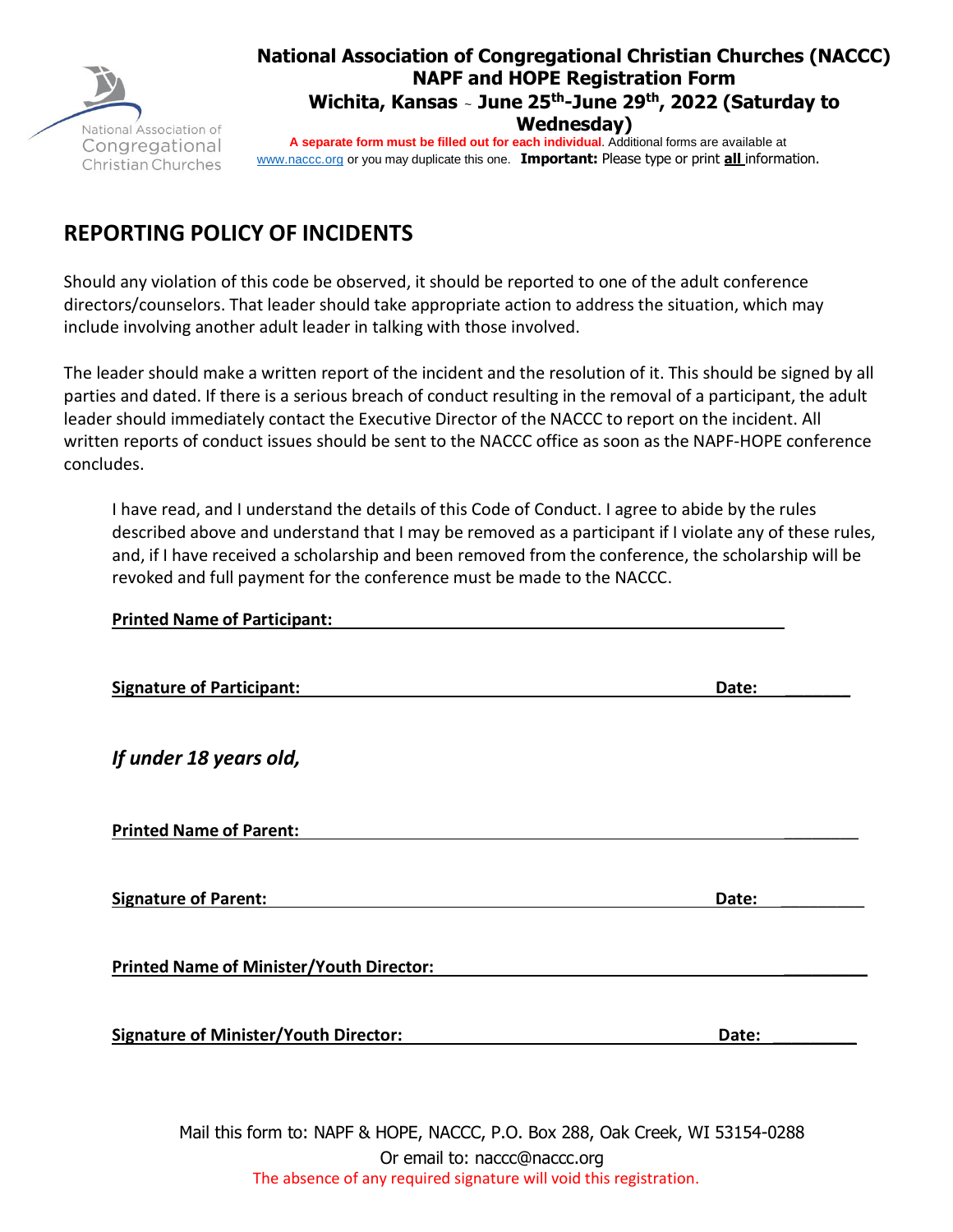**National Association of Congregational Christian Churches (NACCC)**
**NAPF and HOPE Registration Form**
**Wichita, Kansas ~ June 25th-June 29th, 2022 (Saturday to Wednesday)**

**A separate form must be filled out for each individual**. Additional forms are available at www.naccc.org or you may duplicate this one. **Important:** Please type or print **all** information.

## REPORTING POLICY OF INCIDENTS

Should any violation of this code be observed, it should be reported to one of the adult conference directors/counselors. That leader should take appropriate action to address the situation, which may include involving another adult leader in talking with those involved.

The leader should make a written report of the incident and the resolution of it. This should be signed by all parties and dated. If there is a serious breach of conduct resulting in the removal of a participant, the adult leader should immediately contact the Executive Director of the NACCC to report on the incident. All written reports of conduct issues should be sent to the NACCC office as soon as the NAPF-HOPE conference concludes.

I have read, and I understand the details of this Code of Conduct. I agree to abide by the rules described above and understand that I may be removed as a participant if I violate any of these rules, and, if I have received a scholarship and been removed from the conference, the scholarship will be revoked and full payment for the conference must be made to the NACCC.

**Printed Name of Participant:** ________________________________________

**Signature of Participant:** ________________________________________ **Date:** ________

***If under 18 years old,***

**Printed Name of Parent:** ________________________________________

**Signature of Parent:** ________________________________________ **Date:** ________

**Printed Name of Minister/Youth Director:** ________________________________________

**Signature of Minister/Youth Director:** ________________________________________ **Date:** ________

Mail this form to: NAPF & HOPE, NACCC, P.O. Box 288, Oak Creek, WI 53154-0288

Or email to: naccc@naccc.org

The absence of any required signature will void this registration.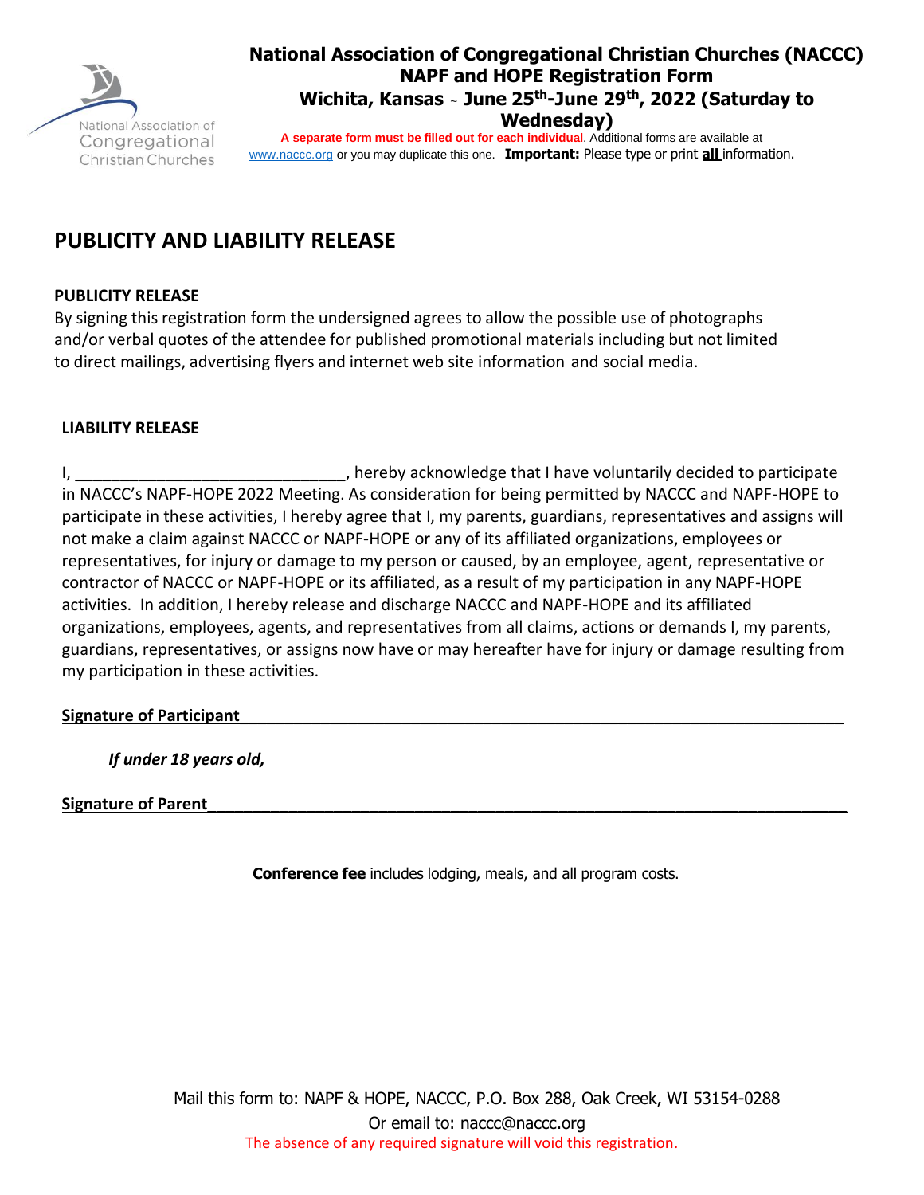National Association of Congregational Christian Churches

**National Association of Congregational Christian Churches (NACCC)**
**NAPF and HOPE Registration Form**
**Wichita, Kansas ~ June 25th-June 29th, 2022 (Saturday to Wednesday)**

**A separate form must be filled out for each individual**. Additional forms are available at www.naccc.org or you may duplicate this one. **Important:** Please type or print **all** information.

# PUBLICITY AND LIABILITY RELEASE

**PUBLICITY RELEASE**

By signing this registration form the undersigned agrees to allow the possible use of photographs and/or verbal quotes of the attendee for published promotional materials including but not limited to direct mailings, advertising flyers and internet web site information and social media.

**LIABILITY RELEASE**

I, ______________________________, hereby acknowledge that I have voluntarily decided to participate in NACCC's NAPF-HOPE 2022 Meeting. As consideration for being permitted by NACCC and NAPF-HOPE to participate in these activities, I hereby agree that I, my parents, guardians, representatives and assigns will not make a claim against NACCC or NAPF-HOPE or any of its affiliated organizations, employees or representatives, for injury or damage to my person or caused, by an employee, agent, representative or contractor of NACCC or NAPF-HOPE or its affiliated, as a result of my participation in any NAPF-HOPE activities. In addition, I hereby release and discharge NACCC and NAPF-HOPE and its affiliated organizations, employees, agents, and representatives from all claims, actions or demands I, my parents, guardians, representatives, or assigns now have or may hereafter have for injury or damage resulting from my participation in these activities.

**Signature of Participant**______________________________________________________________

***If under 18 years old,***

**Signature of Parent**__________________________________________________________________

**Conference fee** includes lodging, meals, and all program costs.

Mail this form to: NAPF & HOPE, NACCC, P.O. Box 288, Oak Creek, WI 53154-0288

Or email to: naccc@naccc.org

The absence of any required signature will void this registration.